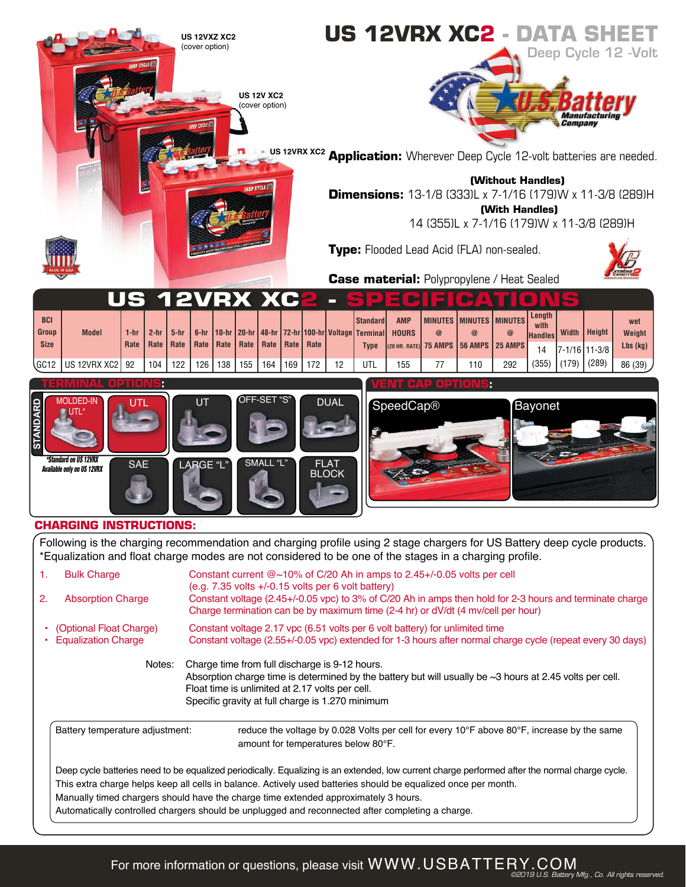# US 12VRX XC2 - DATA SHEET

Deep Cycle 12 -Volt

US 12VXZ XC2 (cover option)

US 12V XC2 (cover option)

US 12VRX XC2

**Application:** Wherever Deep Cycle 12-volt batteries are needed.

**Dimensions:**
(Without Handles) 13-1/8 (333)L x 7-1/16 (179)W x 11-3/8 (289)H
(With Handles) 14 (355)L x 7-1/16 (179)W x 11-3/8 (289)H

**Type:** Flooded Lead Acid (FLA) non-sealed.

**Case material:** Polypropylene / Heat Sealed

## US 12VRX XC2 - SPECIFICATIONS

| BCI Group Size | Model | 1-hr Rate | 2-hr Rate | 5-hr Rate | 6-hr Rate | 10-hr Rate | 20-hr Rate | 48-hr Rate | 72-hr Rate | 100-hr Rate | Voltage | Standard Terminal Type | AMP HOURS (20 HR. RATE) | MINUTES @ 75 AMPS | MINUTES @ 56 AMPS | MINUTES @ 25 AMPS | Length with Handles | Width | Height | wet Weight Lbs (kg) |
|---|---|---|---|---|---|---|---|---|---|---|---|---|---|---|---|---|---|---|---|---|
| GC12 | US 12VRX XC2 | 92 | 104 | 122 | 126 | 138 | 155 | 164 | 169 | 172 | 12 | UTL | 155 | 77 | 110 | 292 | 14 (355) | 7-1/16 (179) | 11-3/8 (289) | 86 (39) |

### TERMINAL OPTIONS:

STANDARD: MOLDED-IN UTL*, UTL, UT, OFF-SET "S", DUAL, SAE, LARGE "L", SMALL "L", FLAT BLOCK

*Standard on US 12VRX
Available only on US 12VRX

### VENT CAP OPTIONS:

SpeedCap®, Bayonet

## CHARGING INSTRUCTIONS:

Following is the charging recommendation and charging profile using 2 stage chargers for US Battery deep cycle products.
*Equalization and float charge modes are not considered to be one of the stages in a charging profile.

1. Bulk Charge — Constant current @~10% of C/20 Ah in amps to 2.45+/-0.05 volts per cell (e.g. 7.35 volts +/-0.15 volts per 6 volt battery)
2. Absorption Charge — Constant voltage (2.45+/-0.05 vpc) to 3% of C/20 Ah in amps then hold for 2-3 hours and terminate charge. Charge termination can be by maximum time (2-4 hr) or dV/dt (4 mv/cell per hour)

- (Optional Float Charge) — Constant voltage 2.17 vpc (6.51 volts per 6 volt battery) for unlimited time
- Equalization Charge — Constant voltage (2.55+/-0.05 vpc) extended for 1-3 hours after normal charge cycle (repeat every 30 days)

Notes: Charge time from full discharge is 9-12 hours.
Absorption charge time is determined by the battery but will usually be ~3 hours at 2.45 volts per cell.
Float time is unlimited at 2.17 volts per cell.
Specific gravity at full charge is 1.270 minimum

Battery temperature adjustment: reduce the voltage by 0.028 Volts per cell for every 10°F above 80°F, increase by the same amount for temperatures below 80°F.

Deep cycle batteries need to be equalized periodically. Equalizing is an extended, low current charge performed after the normal charge cycle. This extra charge helps keep all cells in balance. Actively used batteries should be equalized once per month.
Manually timed chargers should have the charge time extended approximately 3 hours.
Automatically controlled chargers should be unplugged and reconnected after completing a charge.

For more information or questions, please visit WWW.USBATTERY.COM

©2019 U.S. Battery Mfg., Co. All rights reserved.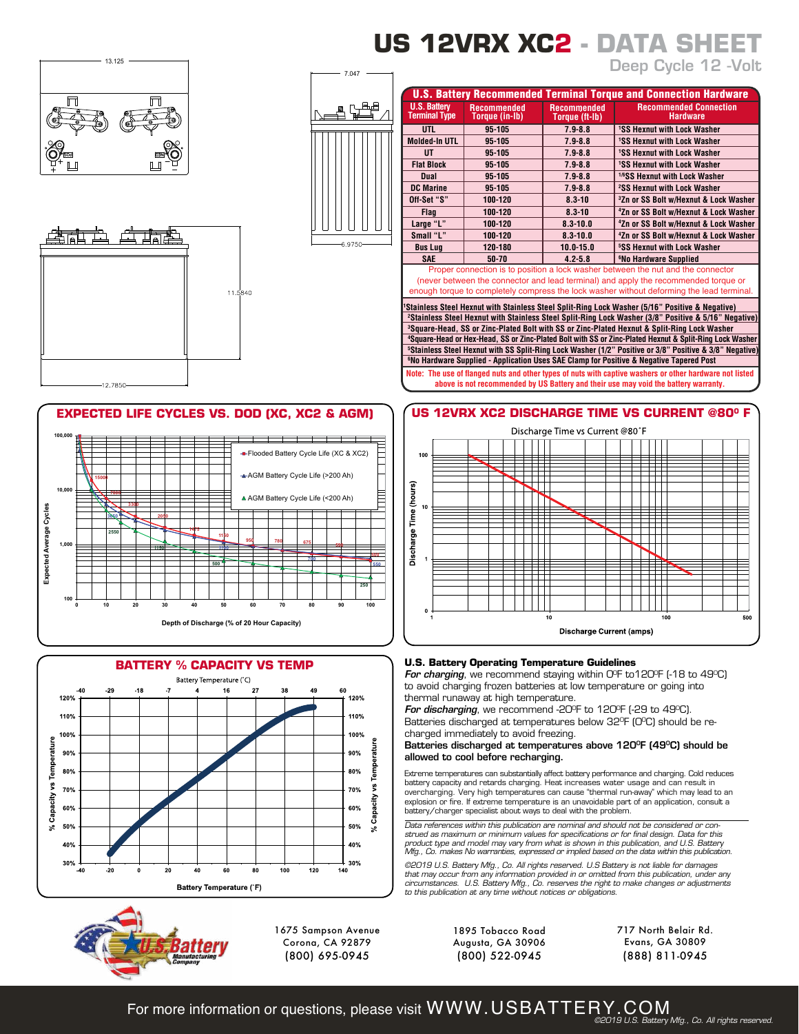# US 12VRX XC2 - DATA SHEET

## Deep Cycle 12 -Volt

13.125

7.047

6.9750

11.5840

12.7850

| U.S. Battery Recommended Terminal Torque and Connection Hardware | | | |
|---|---|---|---|
| U.S. Battery Terminal Type | Recommended Torque (in-lb) | Recommended Torque (ft-lb) | Recommended Connection Hardware |
| UTL | 95-105 | 7.9-8.8 | [1]SS Hexnut with Lock Washer |
| Molded-In UTL | 95-105 | 7.9-8.8 | [1]SS Hexnut with Lock Washer |
| UT | 95-105 | 7.9-8.8 | [1]SS Hexnut with Lock Washer |
| Flat Block | 95-105 | 7.9-8.8 | [1]SS Hexnut with Lock Washer |
| Dual | 95-105 | 7.9-8.8 | [1/6]SS Hexnut with Lock Washer |
| DC Marine | 95-105 | 7.9-8.8 | [2]SS Hexnut with Lock Washer |
| Off-Set "S" | 100-120 | 8.3-10 | [3]Zn or SS Bolt w/Hexnut & Lock Washer |
| Flag | 100-120 | 8.3-10 | [4]Zn or SS Bolt w/Hexnut & Lock Washer |
| Large "L" | 100-120 | 8.3-10.0 | [4]Zn or SS Bolt w/Hexnut & Lock Washer |
| Small "L" | 100-120 | 8.3-10.0 | [4]Zn or SS Bolt w/Hexnut & Lock Washer |
| Bus Lug | 120-180 | 10.0-15.0 | [5]SS Hexnut with Lock Washer |
| SAE | 50-70 | 4.2-5.8 | [6]No Hardware Supplied |

Proper connection is to position a lock washer between the nut and the connector (never between the connector and lead terminal) and apply the recommended torque or enough torque to completely compress the lock washer without deforming the lead terminal.

[1]Stainless Steel Hexnut with Stainless Steel Split-Ring Lock Washer (5/16" Positive & Negative)
[2]Stainless Steel Hexnut with Stainless Steel Split-Ring Lock Washer (3/8" Positive & 5/16" Negative)
[3]Square-Head, SS or Zinc-Plated Bolt with SS or Zinc-Plated Split-Ring Lock Washer
[4]Square-Head or Hex-Head, SS or Zinc-Plated Bolt with SS or Zinc-Plated Hexnut & Split-Ring Lock Washer
[5]Stainless Steel Hexnut with SS Split-Ring Lock Washer (1/2" Positive or 3/8" Positive & 3/8" Negative)
[6]No Hardware Supplied - Application Uses SAE Clamp for Positive & Negative Tapered Post

**Note: The use of flanged nuts and other types of nuts with captive washers or other hardware not listed above is not recommended by US Battery and their use may void the battery warranty.**

## EXPECTED LIFE CYCLES VS. DOD (XC, XC2 & AGM)

Flooded Battery Cycle Life (XC & XC2)
AGM Battery Cycle Life (>200 Ah)
AGM Battery Cycle Life (<200 Ah)

Expected Average Cycles
100,000
10,000
1,000
100

15000
7000
3300
3650
2550
2050
1180
1473
1150
1100
500
950
780
675
700
585
550
520
250

Depth of Discharge (% of 20 Hour Capacity)
0 10 20 30 40 50 60 70 80 90 100

## US 12VRX XC2 DISCHARGE TIME VS CURRENT @80º F

Discharge Time vs Current @80˚F

Discharge Time (hours)
100
10
1
0

Discharge Current (amps)
1 10 100 500

## BATTERY % CAPACITY VS TEMP

Battery Temperature (˚C)
-40 -29 -18 -7 4 16 27 38 49 60

% Capacity vs Temperature
120% 110% 100% 90% 80% 70% 60% 50% 40% 30%

Battery Temperature (˚F)
-40 -20 0 20 40 60 80 100 120 140

### U.S. Battery Operating Temperature Guidelines

***For charging***, we recommend staying within 0ºF to120ºF (-18 to 49ºC) to avoid charging frozen batteries at low temperature or going into thermal runaway at high temperature.

***For discharging***, we recommend -20ºF to 120ºF (-29 to 49ºC). Batteries discharged at temperatures below 32ºF (0ºC) should be re-charged immediately to avoid freezing.

**Batteries discharged at temperatures above 120ºF (49ºC) should be allowed to cool before recharging.**

Extreme temperatures can substantially affect battery performance and charging. Cold reduces battery capacity and retards charging. Heat increases water usage and can result in overcharging. Very high temperatures can cause "thermal run-away" which may lead to an explosion or fire. If extreme temperature is an unavoidable part of an application, consult a battery/charger specialist about ways to deal with the problem.

*Data references within this publication are nominal and should not be considered or construed as maximum or minimum values for specifications or for final design. Data for this product type and model may vary from what is shown in this publication, and U.S. Battery Mfg., Co. makes No warranties, expressed or implied based on the data within this publication.*

*©2019 U.S. Battery Mfg., Co. All rights reserved. U.S Battery is not liable for damages that may occur from any information provided in or omitted from this publication, under any circumstances. U.S. Battery Mfg., Co. reserves the right to make changes or adjustments to this publication at any time without notices or obligations.*

U.S. Battery Manufacturing Company

1675 Sampson Avenue
Corona, CA 92879
(800) 695-0945

1895 Tobacco Road
Augusta, GA 30906
(800) 522-0945

717 North Belair Rd.
Evans, GA 30809
(888) 811-0945

For more information or questions, please visit WWW.USBATTERY.COM

*©2019 U.S. Battery Mfg., Co. All rights reserved.*